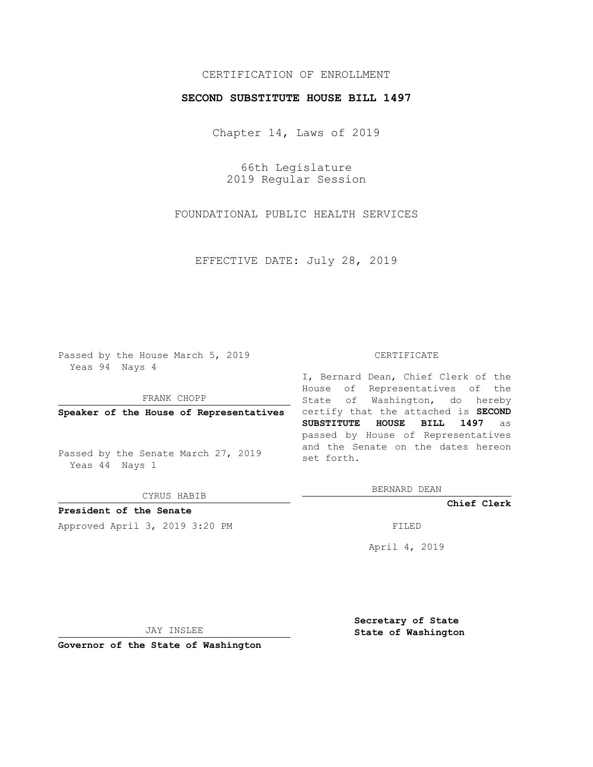CERTIFICATION OF ENROLLMENT

**SECOND SUBSTITUTE HOUSE BILL 1497**

Chapter 14, Laws of 2019

66th Legislature
2019 Regular Session

FOUNDATIONAL PUBLIC HEALTH SERVICES

EFFECTIVE DATE: July 28, 2019

Passed by the House March 5, 2019
Yeas 94 Nays 4

FRANK CHOPP

**Speaker of the House of Representatives**

Passed by the Senate March 27, 2019
Yeas 44 Nays 1

CYRUS HABIB

**President of the Senate**

Approved April 3, 2019 3:20 PM

JAY INSLEE

**Governor of the State of Washington**

CERTIFICATE

I, Bernard Dean, Chief Clerk of the House of Representatives of the State of Washington, do hereby certify that the attached is **SECOND SUBSTITUTE HOUSE BILL 1497** as passed by House of Representatives and the Senate on the dates hereon set forth.

BERNARD DEAN

**Chief Clerk**

FILED

April 4, 2019

**Secretary of State**
**State of Washington**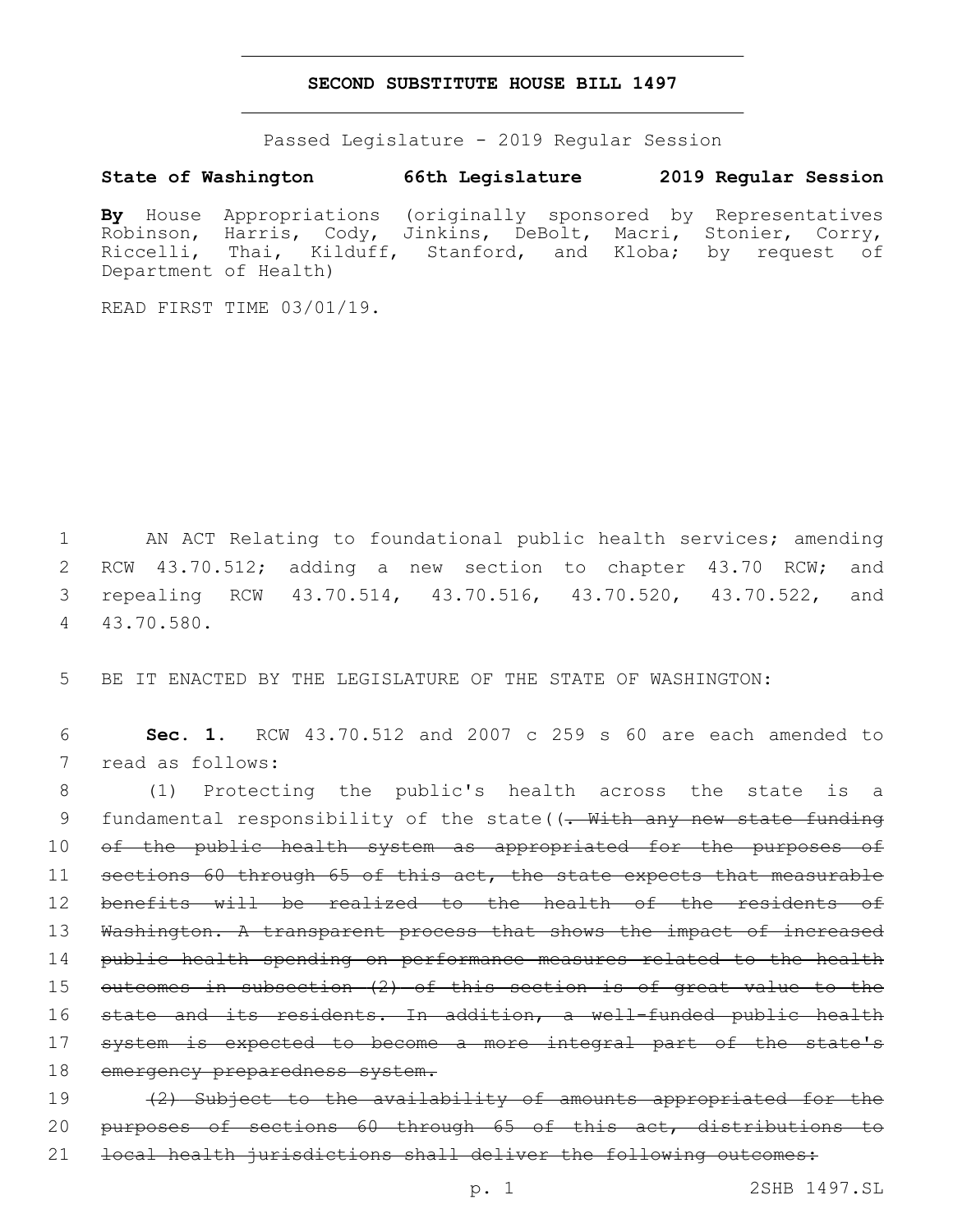# SECOND SUBSTITUTE HOUSE BILL 1497

Passed Legislature - 2019 Regular Session

**State of Washington 66th Legislature 2019 Regular Session**

**By** House Appropriations (originally sponsored by Representatives Robinson, Harris, Cody, Jinkins, DeBolt, Macri, Stonier, Corry, Riccelli, Thai, Kilduff, Stanford, and Kloba; by request of Department of Health)

READ FIRST TIME 03/01/19.

AN ACT Relating to foundational public health services; amending RCW 43.70.512; adding a new section to chapter 43.70 RCW; and repealing RCW 43.70.514, 43.70.516, 43.70.520, 43.70.522, and 43.70.580.

BE IT ENACTED BY THE LEGISLATURE OF THE STATE OF WASHINGTON:

**Sec. 1.** RCW 43.70.512 and 2007 c 259 s 60 are each amended to read as follows:

(1) Protecting the public's health across the state is a fundamental responsibility of the state((~~. With any new state funding of the public health system as appropriated for the purposes of sections 60 through 65 of this act, the state expects that measurable benefits will be realized to the health of the residents of Washington. A transparent process that shows the impact of increased public health spending on performance measures related to the health outcomes in subsection (2) of this section is of great value to the state and its residents. In addition, a well-funded public health system is expected to become a more integral part of the state's emergency preparedness system.~~

~~(2) Subject to the availability of amounts appropriated for the purposes of sections 60 through 65 of this act, distributions to local health jurisdictions shall deliver the following outcomes:~~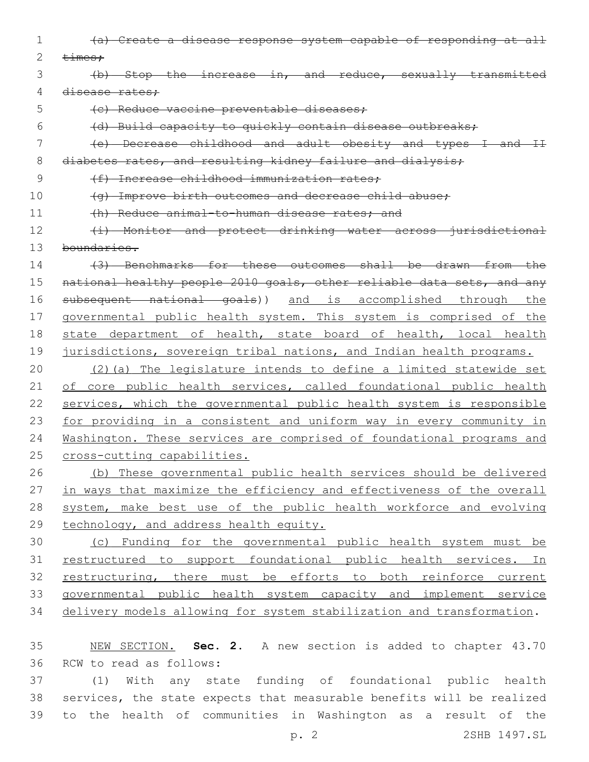~~(a) Create a disease response system capable of responding at all times;~~

~~(b) Stop the increase in, and reduce, sexually transmitted disease rates;~~

~~(c) Reduce vaccine preventable diseases;~~

~~(d) Build capacity to quickly contain disease outbreaks;~~

~~(e) Decrease childhood and adult obesity and types I and II diabetes rates, and resulting kidney failure and dialysis;~~

~~(f) Increase childhood immunization rates;~~

~~(g) Improve birth outcomes and decrease child abuse;~~

~~(h) Reduce animal-to-human disease rates; and~~

~~(i) Monitor and protect drinking water across jurisdictional boundaries.~~

~~(3) Benchmarks for these outcomes shall be drawn from the national healthy people 2010 goals, other reliable data sets, and any subsequent national goals~~)) <u>and is accomplished through the governmental public health system. This system is comprised of the state department of health, state board of health, local health jurisdictions, sovereign tribal nations, and Indian health programs.</u>

<u>(2)(a) The legislature intends to define a limited statewide set of core public health services, called foundational public health services, which the governmental public health system is responsible for providing in a consistent and uniform way in every community in Washington. These services are comprised of foundational programs and cross-cutting capabilities.</u>

<u>(b) These governmental public health services should be delivered in ways that maximize the efficiency and effectiveness of the overall system, make best use of the public health workforce and evolving technology, and address health equity.</u>

<u>(c) Funding for the governmental public health system must be restructured to support foundational public health services. In restructuring, there must be efforts to both reinforce current governmental public health system capacity and implement service delivery models allowing for system stabilization and transformation</u>.

<u>NEW SECTION.</u> **Sec. 2.** A new section is added to chapter 43.70 RCW to read as follows:

(1) With any state funding of foundational public health services, the state expects that measurable benefits will be realized to the health of communities in Washington as a result of the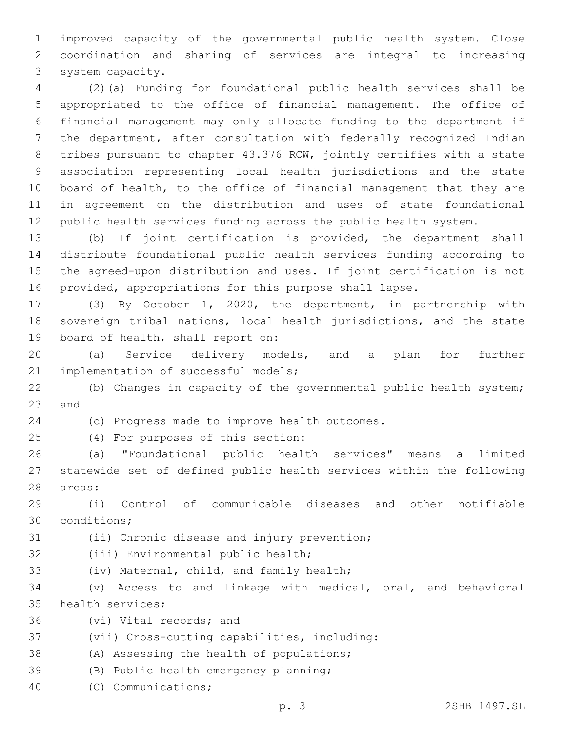improved capacity of the governmental public health system. Close coordination and sharing of services are integral to increasing system capacity.

(2)(a) Funding for foundational public health services shall be appropriated to the office of financial management. The office of financial management may only allocate funding to the department if the department, after consultation with federally recognized Indian tribes pursuant to chapter 43.376 RCW, jointly certifies with a state association representing local health jurisdictions and the state board of health, to the office of financial management that they are in agreement on the distribution and uses of state foundational public health services funding across the public health system.

(b) If joint certification is provided, the department shall distribute foundational public health services funding according to the agreed-upon distribution and uses. If joint certification is not provided, appropriations for this purpose shall lapse.

(3) By October 1, 2020, the department, in partnership with sovereign tribal nations, local health jurisdictions, and the state board of health, shall report on:

(a) Service delivery models, and a plan for further implementation of successful models;

(b) Changes in capacity of the governmental public health system; and

(c) Progress made to improve health outcomes.

(4) For purposes of this section:

(a) "Foundational public health services" means a limited statewide set of defined public health services within the following areas:

(i) Control of communicable diseases and other notifiable conditions;

(ii) Chronic disease and injury prevention;

(iii) Environmental public health;

(iv) Maternal, child, and family health;

(v) Access to and linkage with medical, oral, and behavioral health services;

(vi) Vital records; and

(vii) Cross-cutting capabilities, including:

(A) Assessing the health of populations;

(B) Public health emergency planning;

(C) Communications;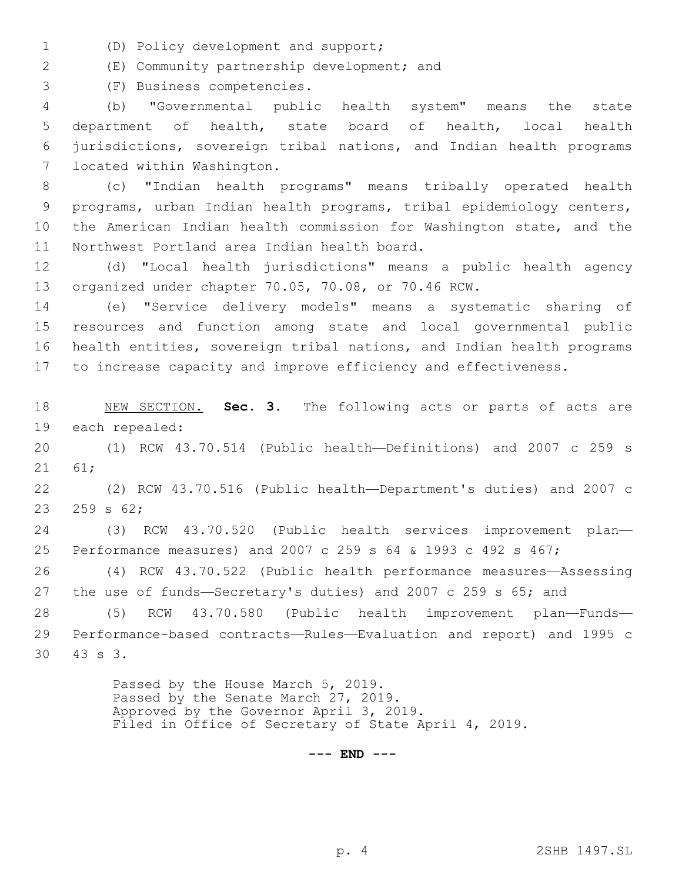(D) Policy development and support;

(E) Community partnership development; and

(F) Business competencies.

(b) "Governmental public health system" means the state department of health, state board of health, local health jurisdictions, sovereign tribal nations, and Indian health programs located within Washington.

(c) "Indian health programs" means tribally operated health programs, urban Indian health programs, tribal epidemiology centers, the American Indian health commission for Washington state, and the Northwest Portland area Indian health board.

(d) "Local health jurisdictions" means a public health agency organized under chapter 70.05, 70.08, or 70.46 RCW.

(e) "Service delivery models" means a systematic sharing of resources and function among state and local governmental public health entities, sovereign tribal nations, and Indian health programs to increase capacity and improve efficiency and effectiveness.

NEW SECTION. **Sec. 3.** The following acts or parts of acts are each repealed:

(1) RCW 43.70.514 (Public health—Definitions) and 2007 c 259 s 61;

(2) RCW 43.70.516 (Public health—Department's duties) and 2007 c 259 s 62;

(3) RCW 43.70.520 (Public health services improvement plan—Performance measures) and 2007 c 259 s 64 & 1993 c 492 s 467;

(4) RCW 43.70.522 (Public health performance measures—Assessing the use of funds—Secretary's duties) and 2007 c 259 s 65; and

(5) RCW 43.70.580 (Public health improvement plan—Funds—Performance-based contracts—Rules—Evaluation and report) and 1995 c 43 s 3.

Passed by the House March 5, 2019.
Passed by the Senate March 27, 2019.
Approved by the Governor April 3, 2019.
Filed in Office of Secretary of State April 4, 2019.

**--- END ---**